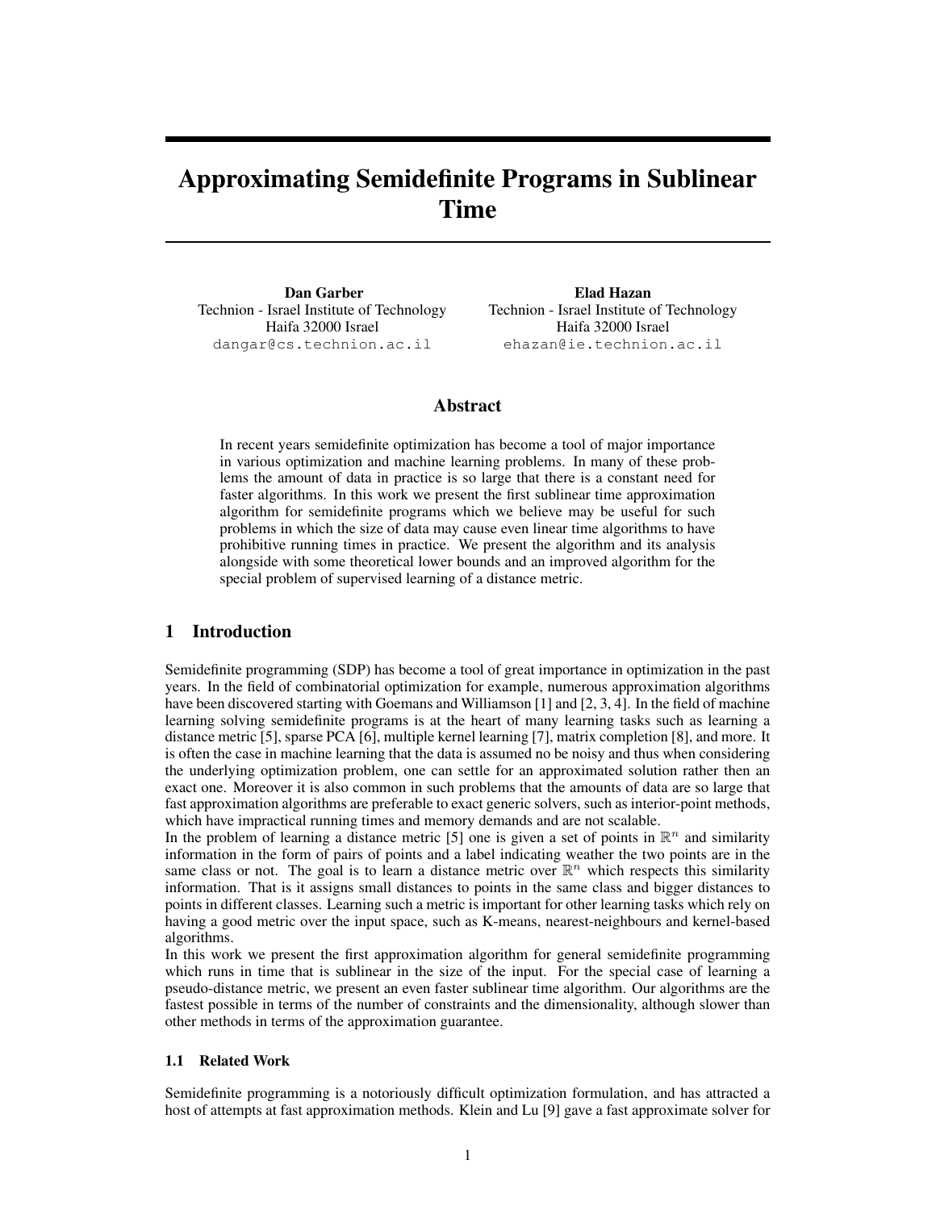# Approximating Semidefinite Programs in Sublinear Time

**Dan Garber**
Technion - Israel Institute of Technology
Haifa 32000 Israel
dangar@cs.technion.ac.il

**Elad Hazan**
Technion - Israel Institute of Technology
Haifa 32000 Israel
ehazan@ie.technion.ac.il

## Abstract

In recent years semidefinite optimization has become a tool of major importance in various optimization and machine learning problems. In many of these problems the amount of data in practice is so large that there is a constant need for faster algorithms. In this work we present the first sublinear time approximation algorithm for semidefinite programs which we believe may be useful for such problems in which the size of data may cause even linear time algorithms to have prohibitive running times in practice. We present the algorithm and its analysis alongside with some theoretical lower bounds and an improved algorithm for the special problem of supervised learning of a distance metric.

## 1 Introduction

Semidefinite programming (SDP) has become a tool of great importance in optimization in the past years. In the field of combinatorial optimization for example, numerous approximation algorithms have been discovered starting with Goemans and Williamson [1] and [2, 3, 4]. In the field of machine learning solving semidefinite programs is at the heart of many learning tasks such as learning a distance metric [5], sparse PCA [6], multiple kernel learning [7], matrix completion [8], and more. It is often the case in machine learning that the data is assumed no be noisy and thus when considering the underlying optimization problem, one can settle for an approximated solution rather then an exact one. Moreover it is also common in such problems that the amounts of data are so large that fast approximation algorithms are preferable to exact generic solvers, such as interior-point methods, which have impractical running times and memory demands and are not scalable.

In the problem of learning a distance metric [5] one is given a set of points in $\mathbb{R}^n$ and similarity information in the form of pairs of points and a label indicating weather the two points are in the same class or not. The goal is to learn a distance metric over $\mathbb{R}^n$ which respects this similarity information. That is it assigns small distances to points in the same class and bigger distances to points in different classes. Learning such a metric is important for other learning tasks which rely on having a good metric over the input space, such as K-means, nearest-neighbours and kernel-based algorithms.

In this work we present the first approximation algorithm for general semidefinite programming which runs in time that is sublinear in the size of the input. For the special case of learning a pseudo-distance metric, we present an even faster sublinear time algorithm. Our algorithms are the fastest possible in terms of the number of constraints and the dimensionality, although slower than other methods in terms of the approximation guarantee.

### 1.1 Related Work

Semidefinite programming is a notoriously difficult optimization formulation, and has attracted a host of attempts at fast approximation methods. Klein and Lu [9] gave a fast approximate solver for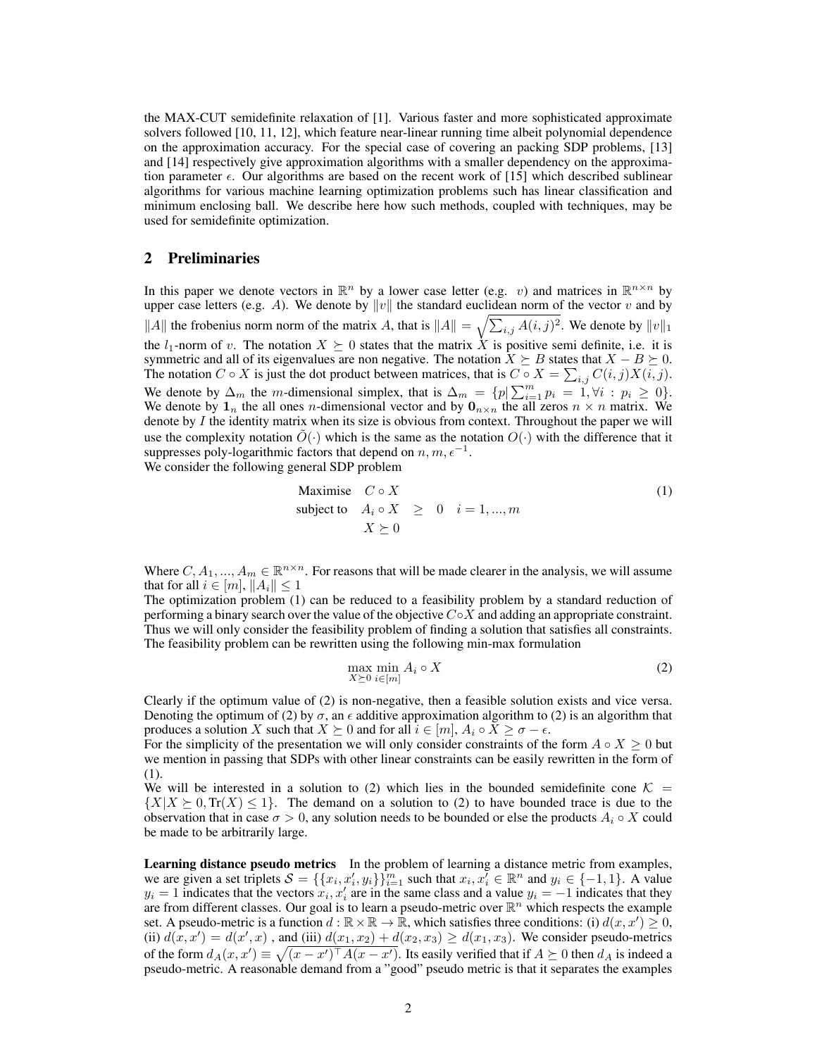the MAX-CUT semidefinite relaxation of [1]. Various faster and more sophisticated approximate solvers followed [10, 11, 12], which feature near-linear running time albeit polynomial dependence on the approximation accuracy. For the special case of covering an packing SDP problems, [13] and [14] respectively give approximation algorithms with a smaller dependency on the approximation parameter $\epsilon$. Our algorithms are based on the recent work of [15] which described sublinear algorithms for various machine learning optimization problems such has linear classification and minimum enclosing ball. We describe here how such methods, coupled with techniques, may be used for semidefinite optimization.

## 2 Preliminaries

In this paper we denote vectors in $\mathbb{R}^n$ by a lower case letter (e.g. $v$) and matrices in $\mathbb{R}^{n\times n}$ by upper case letters (e.g. $A$). We denote by $\|v\|$ the standard euclidean norm of the vector $v$ and by $\|A\|$ the frobenius norm norm of the matrix $A$, that is $\|A\| = \sqrt{\sum_{i,j} A(i,j)^2}$. We denote by $\|v\|_1$ the $l_1$-norm of $v$. The notation $X \succeq 0$ states that the matrix $X$ is positive semi definite, i.e. it is symmetric and all of its eigenvalues are non negative. The notation $X \succeq B$ states that $X - B \succeq 0$. The notation $C \circ X$ is just the dot product between matrices, that is $C \circ X = \sum_{i,j} C(i,j)X(i,j)$. We denote by $\Delta_m$ the $m$-dimensional simplex, that is $\Delta_m = \{p | \sum_{i=1}^m p_i = 1, \forall i : p_i \geq 0\}$. We denote by $\mathbf{1}_n$ the all ones $n$-dimensional vector and by $\mathbf{0}_{n\times n}$ the all zeros $n \times n$ matrix. We denote by $I$ the identity matrix when its size is obvious from context. Throughout the paper we will use the complexity notation $\tilde{O}(\cdot)$ which is the same as the notation $O(\cdot)$ with the difference that it suppresses poly-logarithmic factors that depend on $n, m, \epsilon^{-1}$.
We consider the following general SDP problem

$$
\begin{aligned}
\text{Maximise} \quad & C \circ X \\
\text{subject to} \quad & A_i \circ X \quad \geq \quad 0 \quad i = 1, ..., m \\
& X \succeq 0
\end{aligned}
\tag{1}
$$

Where $C, A_1, ..., A_m \in \mathbb{R}^{n\times n}$. For reasons that will be made clearer in the analysis, we will assume that for all $i \in [m]$, $\|A_i\| \leq 1$
The optimization problem (1) can be reduced to a feasibility problem by a standard reduction of performing a binary search over the value of the objective $C \circ X$ and adding an appropriate constraint. Thus we will only consider the feasibility problem of finding a solution that satisfies all constraints. The feasibility problem can be rewritten using the following min-max formulation

$$
\max_{X \succeq 0} \min_{i \in [m]} A_i \circ X \tag{2}
$$

Clearly if the optimum value of (2) is non-negative, then a feasible solution exists and vice versa. Denoting the optimum of (2) by $\sigma$, an $\epsilon$ additive approximation algorithm to (2) is an algorithm that produces a solution $X$ such that $X \succeq 0$ and for all $i \in [m]$, $A_i \circ X \geq \sigma - \epsilon$.
For the simplicity of the presentation we will only consider constraints of the form $A \circ X \geq 0$ but we mention in passing that SDPs with other linear constraints can be easily rewritten in the form of (1).
We will be interested in a solution to (2) which lies in the bounded semidefinite cone $\mathcal{K} = \{X | X \succeq 0, \text{Tr}(X) \leq 1\}$. The demand on a solution to (2) to have bounded trace is due to the observation that in case $\sigma > 0$, any solution needs to be bounded or else the products $A_i \circ X$ could be made to be arbitrarily large.

**Learning distance pseudo metrics** In the problem of learning a distance metric from examples, we are given a set triplets $\mathcal{S} = \{\{x_i, x_i', y_i\}\}_{i=1}^m$ such that $x_i, x_i' \in \mathbb{R}^n$ and $y_i \in \{-1, 1\}$. A value $y_i = 1$ indicates that the vectors $x_i, x_i'$ are in the same class and a value $y_i = -1$ indicates that they are from different classes. Our goal is to learn a pseudo-metric over $\mathbb{R}^n$ which respects the example set. A pseudo-metric is a function $d : \mathbb{R} \times \mathbb{R} \rightarrow \mathbb{R}$, which satisfies three conditions: (i) $d(x, x') \geq 0$, (ii) $d(x, x') = d(x', x)$ , and (iii) $d(x_1, x_2) + d(x_2, x_3) \geq d(x_1, x_3)$. We consider pseudo-metrics of the form $d_A(x, x') \equiv \sqrt{(x - x')^\top A(x - x')}$. Its easily verified that if $A \succeq 0$ then $d_A$ is indeed a pseudo-metric. A reasonable demand from a "good" pseudo metric is that it separates the examples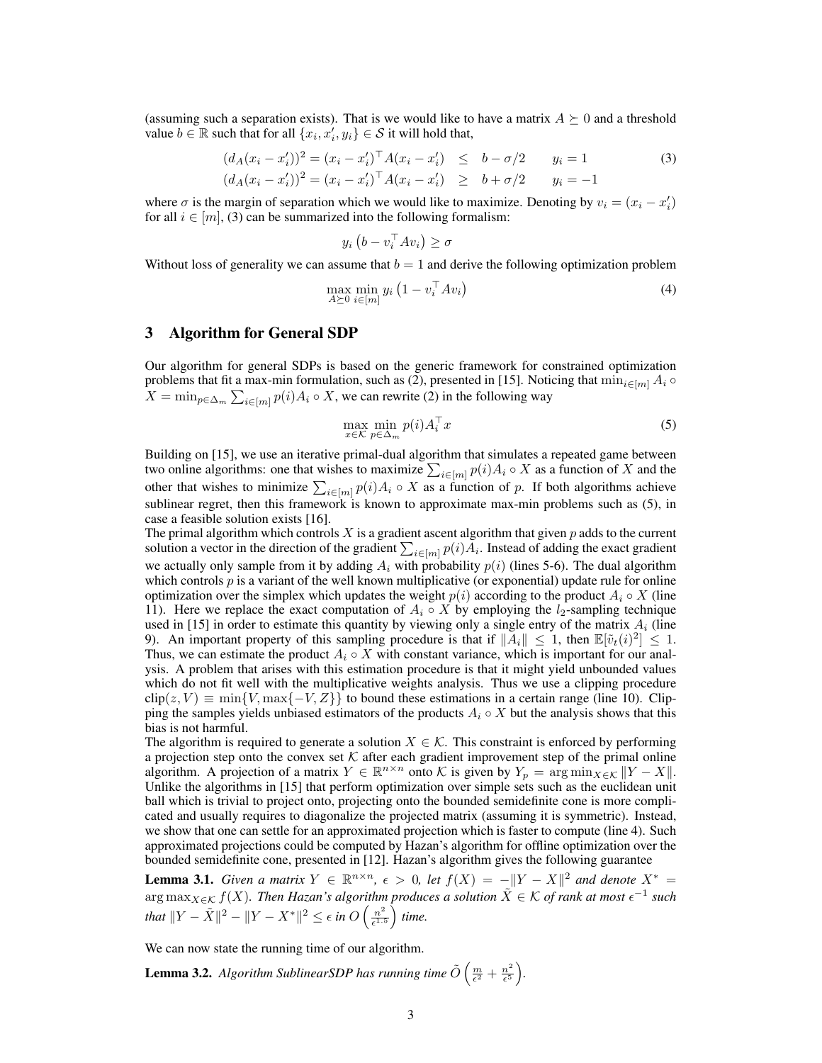(assuming such a separation exists). That is we would like to have a matrix $A \succeq 0$ and a threshold value $b \in \mathbb{R}$ such that for all $\{x_i, x_i', y_i\} \in \mathcal{S}$ it will hold that,

$$
\begin{aligned}
(d_A(x_i - x_i'))^2 = (x_i - x_i')^\top A(x_i - x_i') &\leq b - \sigma/2 \qquad y_i = 1 \\
(d_A(x_i - x_i'))^2 = (x_i - x_i')^\top A(x_i - x_i') &\geq b + \sigma/2 \qquad y_i = -1
\end{aligned}
\tag{3}
$$

where $\sigma$ is the margin of separation which we would like to maximize. Denoting by $v_i = (x_i - x_i')$ for all $i \in [m]$, (3) can be summarized into the following formalism:

$$
y_i \left( b - v_i^\top A v_i \right) \geq \sigma
$$

Without loss of generality we can assume that $b = 1$ and derive the following optimization problem

$$
\max_{A \succeq 0} \min_{i \in [m]} y_i \left( 1 - v_i^\top A v_i \right) \tag{4}
$$

## 3 Algorithm for General SDP

Our algorithm for general SDPs is based on the generic framework for constrained optimization problems that fit a max-min formulation, such as (2), presented in [15]. Noticing that $\min_{i \in [m]} A_i \circ X = \min_{p \in \Delta_m} \sum_{i \in [m]} p(i) A_i \circ X$, we can rewrite (2) in the following way

$$
\max_{x \in \mathcal{K}} \min_{p \in \Delta_m} p(i) A_i^\top x \tag{5}
$$

Building on [15], we use an iterative primal-dual algorithm that simulates a repeated game between two online algorithms: one that wishes to maximize $\sum_{i \in [m]} p(i) A_i \circ X$ as a function of $X$ and the other that wishes to minimize $\sum_{i \in [m]} p(i) A_i \circ X$ as a function of $p$. If both algorithms achieve sublinear regret, then this framework is known to approximate max-min problems such as (5), in case a feasible solution exists [16].

The primal algorithm which controls $X$ is a gradient ascent algorithm that given $p$ adds to the current solution a vector in the direction of the gradient $\sum_{i \in [m]} p(i) A_i$. Instead of adding the exact gradient we actually only sample from it by adding $A_i$ with probability $p(i)$ (lines 5-6). The dual algorithm which controls $p$ is a variant of the well known multiplicative (or exponential) update rule for online optimization over the simplex which updates the weight $p(i)$ according to the product $A_i \circ X$ (line 11). Here we replace the exact computation of $A_i \circ X$ by employing the $l_2$-sampling technique used in [15] in order to estimate this quantity by viewing only a single entry of the matrix $A_i$ (line 9). An important property of this sampling procedure is that if $\|A_i\| \leq 1$, then $\mathbb{E}[\tilde{v}_t(i)^2] \leq 1$. Thus, we can estimate the product $A_i \circ X$ with constant variance, which is important for our analysis. A problem that arises with this estimation procedure is that it might yield unbounded values which do not fit well with the multiplicative weights analysis. Thus we use a clipping procedure $\text{clip}(z, V) \equiv \min\{V, \max\{-V, Z\}\}$ to bound these estimations in a certain range (line 10). Clipping the samples yields unbiased estimators of the products $A_i \circ X$ but the analysis shows that this bias is not harmful.

The algorithm is required to generate a solution $X \in \mathcal{K}$. This constraint is enforced by performing a projection step onto the convex set $\mathcal{K}$ after each gradient improvement step of the primal online algorithm. A projection of a matrix $Y \in \mathbb{R}^{n \times n}$ onto $\mathcal{K}$ is given by $Y_p = \arg\min_{X \in \mathcal{K}} \|Y - X\|$. Unlike the algorithms in [15] that perform optimization over simple sets such as the euclidean unit ball which is trivial to project onto, projecting onto the bounded semidefinite cone is more complicated and usually requires to diagonalize the projected matrix (assuming it is symmetric). Instead, we show that one can settle for an approximated projection which is faster to compute (line 4). Such approximated projections could be computed by Hazan's algorithm for offline optimization over the bounded semidefinite cone, presented in [12]. Hazan's algorithm gives the following guarantee

**Lemma 3.1.** *Given a matrix $Y \in \mathbb{R}^{n \times n}$, $\epsilon > 0$, let $f(X) = -\|Y - X\|^2$ and denote $X^* = \arg\max_{X \in \mathcal{K}} f(X)$. Then Hazan's algorithm produces a solution $\tilde{X} \in \mathcal{K}$ of rank at most $\epsilon^{-1}$ such that $\|Y - \tilde{X}\|^2 - \|Y - X^*\|^2 \leq \epsilon$ in $O\left(\frac{n^2}{\epsilon^{1.5}}\right)$ time.*

We can now state the running time of our algorithm.

**Lemma 3.2.** *Algorithm SublinearSDP has running time $\tilde{O}\left(\frac{m}{\epsilon^2} + \frac{n^2}{\epsilon^5}\right)$.*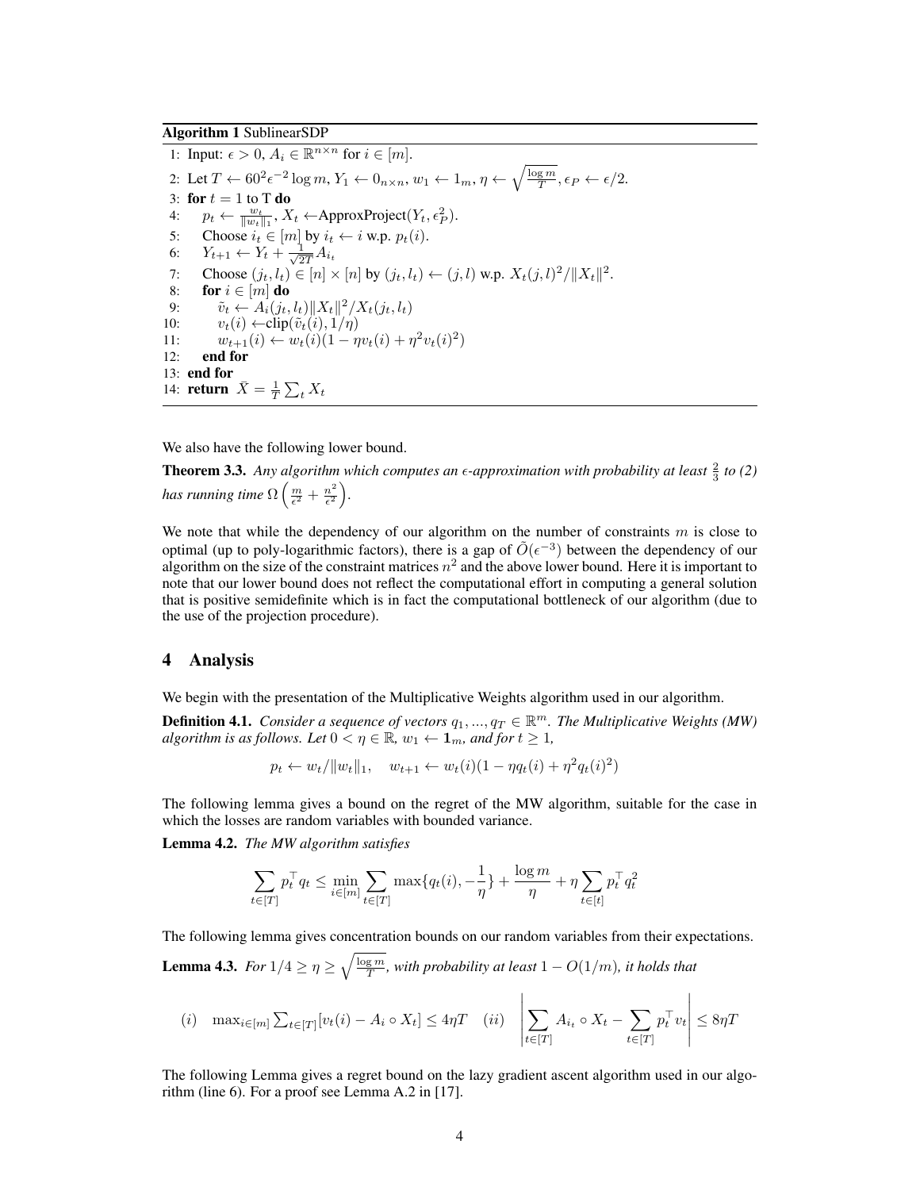**Algorithm 1** SublinearSDP

```
1: Input: ε > 0, A_i ∈ R^{n×n} for i ∈ [m].
2: Let T ← 60² ε^{-2} log m, Y_1 ← 0_{n×n}, w_1 ← 1_m, η ← sqrt(log m / T), ε_P ← ε/2.
3: for t = 1 to T do
4:     p_t ← w_t / ||w_t||_1, X_t ← ApproxProject(Y_t, ε_P^2).
5:     Choose i_t ∈ [m] by i_t ← i w.p. p_t(i).
6:     Y_{t+1} ← Y_t + (1/sqrt(2T)) A_{i_t}
7:     Choose (j_t, l_t) ∈ [n] × [n] by (j_t, l_t) ← (j, l) w.p. X_t(j,l)^2 / ||X_t||^2.
8:     for i ∈ [m] do
9:         ṽ_t ← A_i(j_t, l_t) ||X_t||^2 / X_t(j_t, l_t)
10:        v_t(i) ← clip(ṽ_t(i), 1/η)
11:        w_{t+1}(i) ← w_t(i)(1 − η v_t(i) + η^2 v_t(i)^2)
12:    end for
13: end for
14: return X̄ = (1/T) Σ_t X_t
```

We also have the following lower bound.

**Theorem 3.3.** *Any algorithm which computes an $\epsilon$-approximation with probability at least $\frac{2}{3}$ to (2) has running time $\Omega\left(\frac{m}{\epsilon^2} + \frac{n^2}{\epsilon^2}\right)$.*

We note that while the dependency of our algorithm on the number of constraints $m$ is close to optimal (up to poly-logarithmic factors), there is a gap of $\tilde{O}(\epsilon^{-3})$ between the dependency of our algorithm on the size of the constraint matrices $n^2$ and the above lower bound. Here it is important to note that our lower bound does not reflect the computational effort in computing a general solution that is positive semidefinite which is in fact the computational bottleneck of our algorithm (due to the use of the projection procedure).

# 4 Analysis

We begin with the presentation of the Multiplicative Weights algorithm used in our algorithm.

**Definition 4.1.** *Consider a sequence of vectors $q_1, ..., q_T \in \mathbb{R}^m$. The Multiplicative Weights (MW) algorithm is as follows. Let $0 < \eta \in \mathbb{R}$, $w_1 \leftarrow \mathbf{1}_m$, and for $t \geq 1$,*

$$p_t \leftarrow w_t / \|w_t\|_1, \quad w_{t+1} \leftarrow w_t(i)(1 - \eta q_t(i) + \eta^2 q_t(i)^2)$$

The following lemma gives a bound on the regret of the MW algorithm, suitable for the case in which the losses are random variables with bounded variance.

**Lemma 4.2.** *The MW algorithm satisfies*

$$\sum_{t \in [T]} p_t^\top q_t \leq \min_{i \in [m]} \sum_{t \in [T]} \max\{q_t(i), -\frac{1}{\eta}\} + \frac{\log m}{\eta} + \eta \sum_{t \in [t]} p_t^\top q_t^2$$

The following lemma gives concentration bounds on our random variables from their expectations.

**Lemma 4.3.** *For $1/4 \geq \eta \geq \sqrt{\frac{\log m}{T}}$, with probability at least $1 - O(1/m)$, it holds that*

$$(i) \quad \max_{i \in [m]} \sum_{t \in [T]} [v_t(i) - A_i \circ X_t] \leq 4\eta T \quad (ii) \quad \left| \sum_{t \in [T]} A_{i_t} \circ X_t - \sum_{t \in [T]} p_t^\top v_t \right| \leq 8\eta T$$

The following Lemma gives a regret bound on the lazy gradient ascent algorithm used in our algorithm (line 6). For a proof see Lemma A.2 in [17].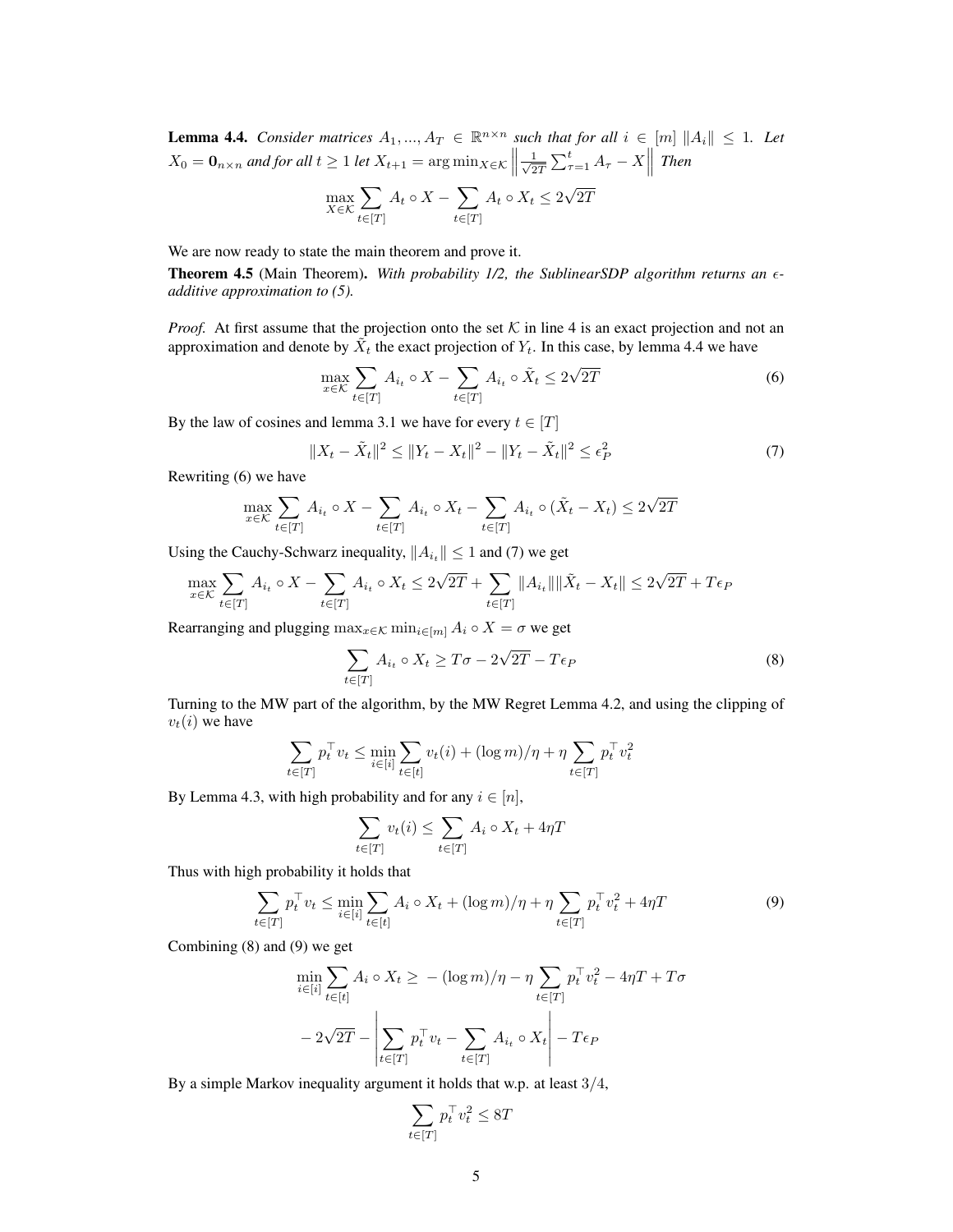**Lemma 4.4.** *Consider matrices $A_1, ..., A_T \in \mathbb{R}^{n\times n}$ such that for all $i \in [m]$ $\|A_i\| \leq 1$. Let $X_0 = \mathbf{0}_{n\times n}$ and for all $t \geq 1$ let $X_{t+1} = \arg\min_{X\in\mathcal{K}} \left\| \frac{1}{\sqrt{2T}} \sum_{\tau=1}^{t} A_\tau - X \right\|$ Then*

$$\max_{X\in\mathcal{K}} \sum_{t\in[T]} A_t \circ X - \sum_{t\in[T]} A_t \circ X_t \leq 2\sqrt{2T}$$

We are now ready to state the main theorem and prove it.

**Theorem 4.5** (Main Theorem)**.** *With probability 1/2, the SublinearSDP algorithm returns an $\epsilon$-additive approximation to (5).*

*Proof.* At first assume that the projection onto the set $\mathcal{K}$ in line 4 is an exact projection and not an approximation and denote by $\tilde{X}_t$ the exact projection of $Y_t$. In this case, by lemma 4.4 we have

$$\max_{x\in\mathcal{K}} \sum_{t\in[T]} A_{i_t} \circ X - \sum_{t\in[T]} A_{i_t} \circ \tilde{X}_t \leq 2\sqrt{2T} \tag{6}$$

By the law of cosines and lemma 3.1 we have for every $t \in [T]$

$$\|X_t - \tilde{X}_t\|^2 \leq \|Y_t - X_t\|^2 - \|Y_t - \tilde{X}_t\|^2 \leq \epsilon_P^2 \tag{7}$$

Rewriting (6) we have

$$\max_{x\in\mathcal{K}} \sum_{t\in[T]} A_{i_t} \circ X - \sum_{t\in[T]} A_{i_t} \circ X_t - \sum_{t\in[T]} A_{i_t} \circ (\tilde{X}_t - X_t) \leq 2\sqrt{2T}$$

Using the Cauchy-Schwarz inequality, $\|A_{i_t}\| \leq 1$ and (7) we get

$$\max_{x\in\mathcal{K}} \sum_{t\in[T]} A_{i_t} \circ X - \sum_{t\in[T]} A_{i_t} \circ X_t \leq 2\sqrt{2T} + \sum_{t\in[T]} \|A_{i_t}\| \|\tilde{X}_t - X_t\| \leq 2\sqrt{2T} + T\epsilon_P$$

Rearranging and plugging $\max_{x\in\mathcal{K}} \min_{i\in[m]} A_i \circ X = \sigma$ we get

$$\sum_{t\in[T]} A_{i_t} \circ X_t \geq T\sigma - 2\sqrt{2T} - T\epsilon_P \tag{8}$$

Turning to the MW part of the algorithm, by the MW Regret Lemma 4.2, and using the clipping of $v_t(i)$ we have

$$\sum_{t\in[T]} p_t^\top v_t \leq \min_{i\in[i]} \sum_{t\in[t]} v_t(i) + (\log m)/\eta + \eta \sum_{t\in[T]} p_t^\top v_t^2$$

By Lemma 4.3, with high probability and for any $i \in [n]$,

$$\sum_{t\in[T]} v_t(i) \leq \sum_{t\in[T]} A_i \circ X_t + 4\eta T$$

Thus with high probability it holds that

$$\sum_{t\in[T]} p_t^\top v_t \leq \min_{i\in[i]} \sum_{t\in[t]} A_i \circ X_t + (\log m)/\eta + \eta \sum_{t\in[T]} p_t^\top v_t^2 + 4\eta T \tag{9}$$

Combining (8) and (9) we get

$$\min_{i\in[i]} \sum_{t\in[t]} A_i \circ X_t \geq -(\log m)/\eta - \eta \sum_{t\in[T]} p_t^\top v_t^2 - 4\eta T + T\sigma$$

$$- 2\sqrt{2T} - \left| \sum_{t\in[T]} p_t^\top v_t - \sum_{t\in[T]} A_{i_t} \circ X_t \right| - T\epsilon_P$$

By a simple Markov inequality argument it holds that w.p. at least $3/4$,

$$\sum_{t\in[T]} p_t^\top v_t^2 \leq 8T$$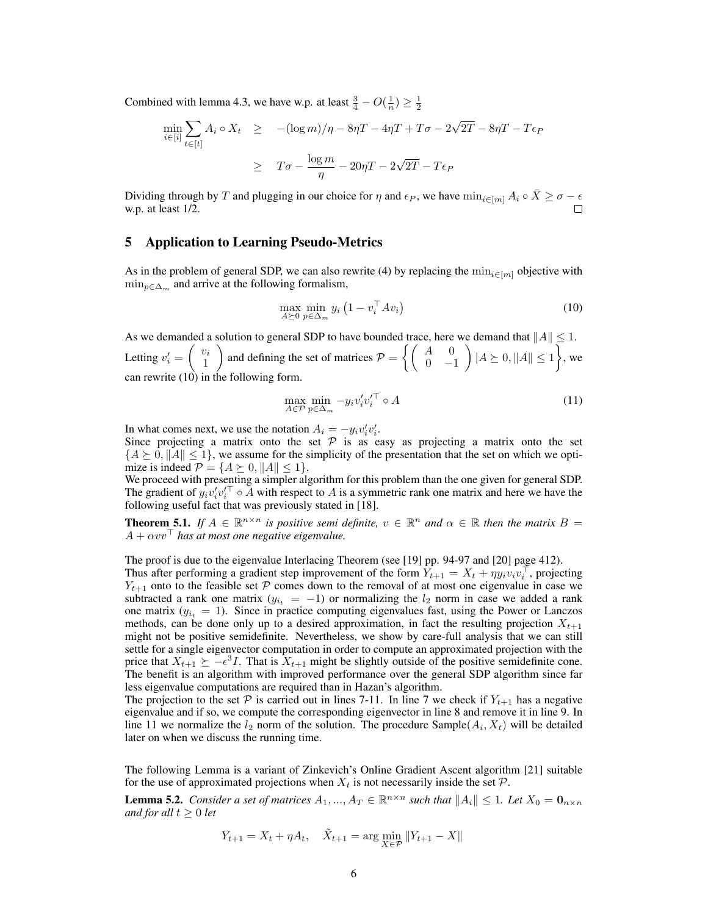Combined with lemma 4.3, we have w.p. at least $\frac{3}{4} - O(\frac{1}{n}) \geq \frac{1}{2}$

$$
\begin{aligned}
\min_{i \in [i]} \sum_{t \in [t]} A_i \circ X_t &\geq -(\log m)/\eta - 8\eta T - 4\eta T + T\sigma - 2\sqrt{2T} - 8\eta T - T\epsilon_P \\
&\geq T\sigma - \frac{\log m}{\eta} - 20\eta T - 2\sqrt{2T} - T\epsilon_P
\end{aligned}
$$

Dividing through by $T$ and plugging in our choice for $\eta$ and $\epsilon_P$, we have $\min_{i \in [m]} A_i \circ \bar{X} \geq \sigma - \epsilon$ w.p. at least 1/2. $\square$

## 5 Application to Learning Pseudo-Metrics

As in the problem of general SDP, we can also rewrite (4) by replacing the $\min_{i \in [m]}$ objective with $\min_{p \in \Delta_m}$ and arrive at the following formalism,

$$
\max_{A \succeq 0} \min_{p \in \Delta_m} y_i \left(1 - v_i^\top A v_i\right) \tag{10}
$$

As we demanded a solution to general SDP to have bounded trace, here we demand that $\|A\| \leq 1$. Letting $v_i' = \begin{pmatrix} v_i \\ 1 \end{pmatrix}$ and defining the set of matrices $\mathcal{P} = \left\{ \begin{pmatrix} A & 0 \\ 0 & -1 \end{pmatrix} | A \succeq 0, \|A\| \leq 1 \right\}$, we can rewrite (10) in the following form.

$$
\max_{A \in \mathcal{P}} \min_{p \in \Delta_m} -y_i v_i' v_i'^\top \circ A \tag{11}
$$

In what comes next, we use the notation $A_i = -y_i v_i' v_i'$.

Since projecting a matrix onto the set $\mathcal{P}$ is as easy as projecting a matrix onto the set $\{A \succeq 0, \|A\| \leq 1\}$, we assume for the simplicity of the presentation that the set on which we optimize is indeed $\mathcal{P} = \{A \succeq 0, \|A\| \leq 1\}$.

We proceed with presenting a simpler algorithm for this problem than the one given for general SDP. The gradient of $y_i v_i' v_i'^\top \circ A$ with respect to $A$ is a symmetric rank one matrix and here we have the following useful fact that was previously stated in [18].

**Theorem 5.1.** *If $A \in \mathbb{R}^{n \times n}$ is positive semi definite, $v \in \mathbb{R}^n$ and $\alpha \in \mathbb{R}$ then the matrix $B = A + \alpha v v^\top$ has at most one negative eigenvalue.*

The proof is due to the eigenvalue Interlacing Theorem (see [19] pp. 94-97 and [20] page 412).

Thus after performing a gradient step improvement of the form $Y_{t+1} = X_t + \eta y_i v_i v_i^\top$, projecting $Y_{t+1}$ onto to the feasible set $\mathcal{P}$ comes down to the removal of at most one eigenvalue in case we subtracted a rank one matrix ($y_{i_t} = -1$) or normalizing the $l_2$ norm in case we added a rank one matrix ($y_{i_t} = 1$). Since in practice computing eigenvalues fast, using the Power or Lanczos methods, can be done only up to a desired approximation, in fact the resulting projection $X_{t+1}$ might not be positive semidefinite. Nevertheless, we show by care-full analysis that we can still settle for a single eigenvector computation in order to compute an approximated projection with the price that $X_{t+1} \succeq -\epsilon^3 I$. That is $X_{t+1}$ might be slightly outside of the positive semidefinite cone. The benefit is an algorithm with improved performance over the general SDP algorithm since far less eigenvalue computations are required than in Hazan's algorithm.

The projection to the set $\mathcal{P}$ is carried out in lines 7-11. In line 7 we check if $Y_{t+1}$ has a negative eigenvalue and if so, we compute the corresponding eigenvector in line 8 and remove it in line 9. In line 11 we normalize the $l_2$ norm of the solution. The procedure Sample$(A_i, X_t)$ will be detailed later on when we discuss the running time.

The following Lemma is a variant of Zinkevich's Online Gradient Ascent algorithm [21] suitable for the use of approximated projections when $X_t$ is not necessarily inside the set $\mathcal{P}$.

**Lemma 5.2.** *Consider a set of matrices $A_1, ..., A_T \in \mathbb{R}^{n \times n}$ such that $\|A_i\| \leq 1$. Let $X_0 = \mathbf{0}_{n \times n}$ and for all $t \geq 0$ let*

$$
Y_{t+1} = X_t + \eta A_t, \quad \tilde{X}_{t+1} = \arg\min_{X \in \mathcal{P}} \|Y_{t+1} - X\|
$$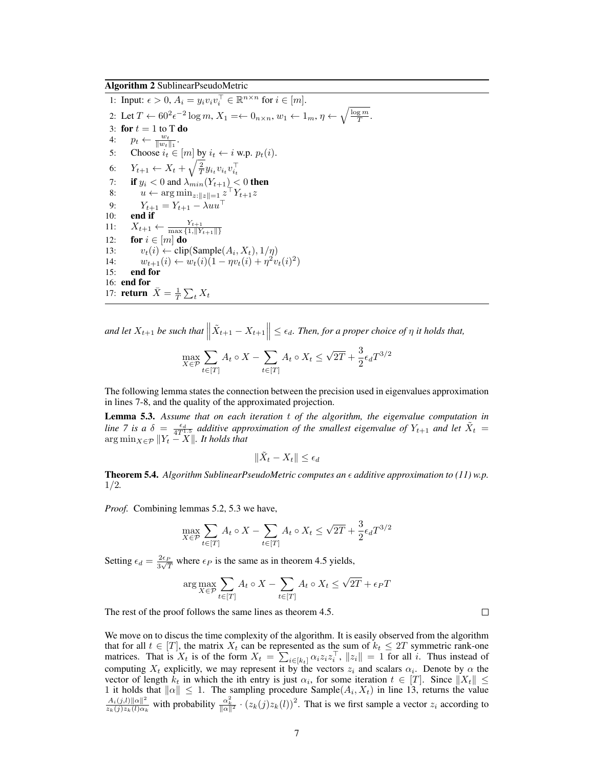**Algorithm 2** SublinearPseudoMetric

```
1: Input: ε > 0, A_i = y_i v_i v_i^⊤ ∈ R^{n×n} for i ∈ [m].
2: Let T ← 60^2 ε^{-2} log m, X_1 =← 0_{n×n}, w_1 ← 1_m, η ← sqrt(log m / T).
3: for t = 1 to T do
4:     p_t ← w_t / ||w_t||_1.
5:     Choose i_t ∈ [m] by i_t ← i w.p. p_t(i).
6:     Y_{t+1} ← X_t + sqrt(2/T) y_{i_t} v_{i_t} v_{i_t}^⊤
7:     if y_i < 0 and λ_min(Y_{t+1}) < 0 then
8:         u ← arg min_{z:||z||=1} z^⊤ Y_{t+1} z
9:         Y_{t+1} = Y_{t+1} − λuu^⊤
10:    end if
11:    X_{t+1} ← Y_{t+1} / max{1, ||Y_{t+1}||}
12:    for i ∈ [m] do
13:        v_t(i) ← clip(Sample(A_i, X_t), 1/η)
14:        w_{t+1}(i) ← w_t(i)(1 − η v_t(i) + η^2 v_t(i)^2)
15:    end for
16: end for
17: return X̄ = (1/T) Σ_t X_t
```

*and let $X_{t+1}$ be such that $\left\|\tilde{X}_{t+1} - X_{t+1}\right\| \leq \epsilon_d$. Then, for a proper choice of $\eta$ it holds that,*

$$\max_{X \in \mathcal{P}} \sum_{t \in [T]} A_t \circ X - \sum_{t \in [T]} A_t \circ X_t \leq \sqrt{2T} + \frac{3}{2}\epsilon_d T^{3/2}$$

The following lemma states the connection between the precision used in eigenvalues approximation in lines 7-8, and the quality of the approximated projection.

**Lemma 5.3.** *Assume that on each iteration $t$ of the algorithm, the eigenvalue computation in line 7 is a $\delta = \frac{\epsilon_d}{4T^{1.5}}$ additive approximation of the smallest eigenvalue of $Y_{t+1}$ and let $\tilde{X}_t = \arg\min_{X \in \mathcal{P}} \|Y_t - X\|$. It holds that*

$$\|\tilde{X}_t - X_t\| \leq \epsilon_d$$

**Theorem 5.4.** *Algorithm SublinearPseudoMetric computes an $\epsilon$ additive approximation to (11) w.p. 1/2.*

*Proof.* Combining lemmas 5.2, 5.3 we have,

$$\max_{X \in \mathcal{P}} \sum_{t \in [T]} A_t \circ X - \sum_{t \in [T]} A_t \circ X_t \leq \sqrt{2T} + \frac{3}{2}\epsilon_d T^{3/2}$$

Setting $\epsilon_d = \frac{2\epsilon_P}{3\sqrt{T}}$ where $\epsilon_P$ is the same as in theorem 4.5 yields,

$$\arg\max_{X \in \mathcal{P}} \sum_{t \in [T]} A_t \circ X - \sum_{t \in [T]} A_t \circ X_t \leq \sqrt{2T} + \epsilon_P T$$

The rest of the proof follows the same lines as theorem 4.5. □

We move on to discus the time complexity of the algorithm. It is easily observed from the algorithm that for all $t \in [T]$, the matrix $X_t$ can be represented as the sum of $k_t \leq 2T$ symmetric rank-one matrices. That is $X_t$ is of the form $X_t = \sum_{i \in [k_t]} \alpha_i z_i z_i^\top$, $\|z_i\| = 1$ for all $i$. Thus instead of computing $X_t$ explicitly, we may represent it by the vectors $z_i$ and scalars $\alpha_i$. Denote by $\alpha$ the vector of length $k_t$ in which the ith entry is just $\alpha_i$, for some iteration $t \in [T]$. Since $\|X_t\| \leq 1$ it holds that $\|\alpha\| \leq 1$. The sampling procedure Sample$(A_i, X_t)$ in line 13, returns the value $\frac{A_i(j,l)\|\alpha\|^2}{z_k(j)z_k(l)\alpha_k}$ with probability $\frac{\alpha_k^2}{\|\alpha\|^2} \cdot (z_k(j)z_k(l))^2$. That is we first sample a vector $z_i$ according to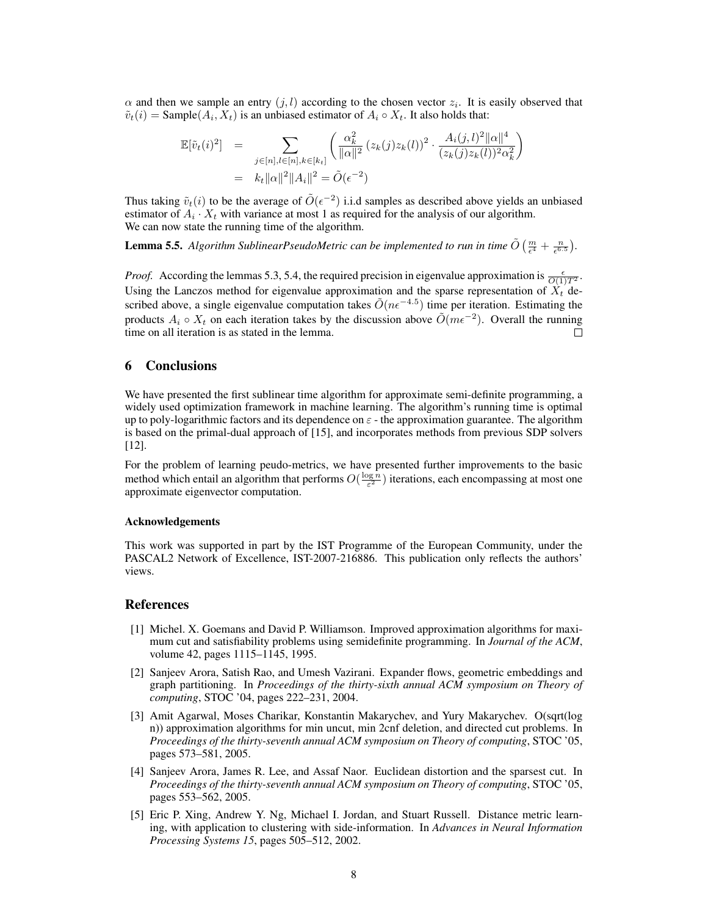$\alpha$ and then we sample an entry $(j, l)$ according to the chosen vector $z_i$. It is easily observed that $\tilde{v}_t(i) = \text{Sample}(A_i, X_t)$ is an unbiased estimator of $A_i \circ X_t$. It also holds that:

$$
\begin{aligned}
\mathbb{E}[\tilde{v}_t(i)^2] &= \sum_{j \in [n], l \in [n], k \in [k_t]} \left( \frac{\alpha_k^2}{\|\alpha\|^2} \left(z_k(j) z_k(l)\right)^2 \cdot \frac{A_i(j,l)^2 \|\alpha\|^4}{(z_k(j) z_k(l))^2 \alpha_k^2} \right) \\
&= k_t \|\alpha\|^2 \|A_i\|^2 = \tilde{O}(\epsilon^{-2})
\end{aligned}
$$

Thus taking $\tilde{v}_t(i)$ to be the average of $\tilde{O}(\epsilon^{-2})$ i.i.d samples as described above yields an unbiased estimator of $A_i \cdot X_t$ with variance at most 1 as required for the analysis of our algorithm.
We can now state the running time of the algorithm.

**Lemma 5.5.** *Algorithm SublinearPseudoMetric can be implemented to run in time* $\tilde{O}\left(\frac{m}{\epsilon^4} + \frac{n}{\epsilon^{6.5}}\right)$.

*Proof.* According the lemmas 5.3, 5.4, the required precision in eigenvalue approximation is $\frac{\epsilon}{O(1)T^2}$. Using the Lanczos method for eigenvalue approximation and the sparse representation of $X_t$ described above, a single eigenvalue computation takes $\tilde{O}(n\epsilon^{-4.5})$ time per iteration. Estimating the products $A_i \circ X_t$ on each iteration takes by the discussion above $\tilde{O}(m\epsilon^{-2})$. Overall the running time on all iteration is as stated in the lemma. ◻

## 6 Conclusions

We have presented the first sublinear time algorithm for approximate semi-definite programming, a widely used optimization framework in machine learning. The algorithm's running time is optimal up to poly-logarithmic factors and its dependence on $\varepsilon$ - the approximation guarantee. The algorithm is based on the primal-dual approach of [15], and incorporates methods from previous SDP solvers [12].

For the problem of learning peudo-metrics, we have presented further improvements to the basic method which entail an algorithm that performs $O(\frac{\log n}{\varepsilon^2})$ iterations, each encompassing at most one approximate eigenvector computation.

#### Acknowledgements

This work was supported in part by the IST Programme of the European Community, under the PASCAL2 Network of Excellence, IST-2007-216886. This publication only reflects the authors' views.

## References

[1] Michel. X. Goemans and David P. Williamson. Improved approximation algorithms for maximum cut and satisfiability problems using semidefinite programming. In *Journal of the ACM*, volume 42, pages 1115–1145, 1995.

[2] Sanjeev Arora, Satish Rao, and Umesh Vazirani. Expander flows, geometric embeddings and graph partitioning. In *Proceedings of the thirty-sixth annual ACM symposium on Theory of computing*, STOC '04, pages 222–231, 2004.

[3] Amit Agarwal, Moses Charikar, Konstantin Makarychev, and Yury Makarychev. O(sqrt(log n)) approximation algorithms for min uncut, min 2cnf deletion, and directed cut problems. In *Proceedings of the thirty-seventh annual ACM symposium on Theory of computing*, STOC '05, pages 573–581, 2005.

[4] Sanjeev Arora, James R. Lee, and Assaf Naor. Euclidean distortion and the sparsest cut. In *Proceedings of the thirty-seventh annual ACM symposium on Theory of computing*, STOC '05, pages 553–562, 2005.

[5] Eric P. Xing, Andrew Y. Ng, Michael I. Jordan, and Stuart Russell. Distance metric learning, with application to clustering with side-information. In *Advances in Neural Information Processing Systems 15*, pages 505–512, 2002.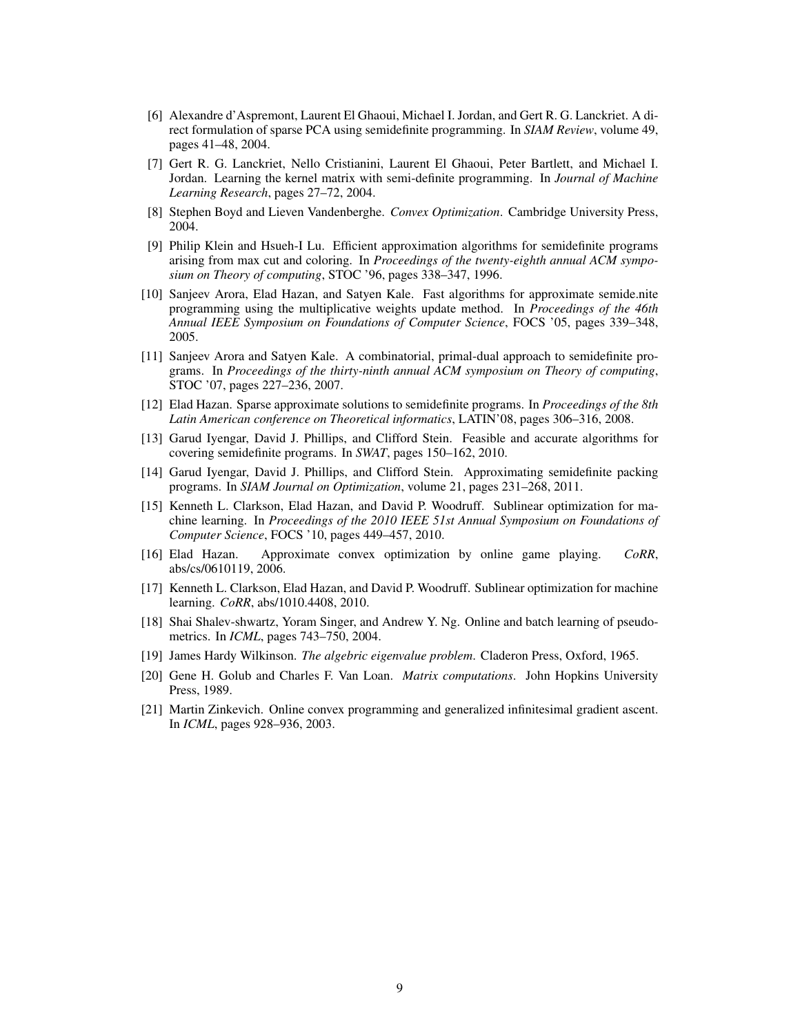[6] Alexandre d'Aspremont, Laurent El Ghaoui, Michael I. Jordan, and Gert R. G. Lanckriet. A direct formulation of sparse PCA using semidefinite programming. In *SIAM Review*, volume 49, pages 41–48, 2004.

[7] Gert R. G. Lanckriet, Nello Cristianini, Laurent El Ghaoui, Peter Bartlett, and Michael I. Jordan. Learning the kernel matrix with semi-definite programming. In *Journal of Machine Learning Research*, pages 27–72, 2004.

[8] Stephen Boyd and Lieven Vandenberghe. *Convex Optimization*. Cambridge University Press, 2004.

[9] Philip Klein and Hsueh-I Lu. Efficient approximation algorithms for semidefinite programs arising from max cut and coloring. In *Proceedings of the twenty-eighth annual ACM symposium on Theory of computing*, STOC '96, pages 338–347, 1996.

[10] Sanjeev Arora, Elad Hazan, and Satyen Kale. Fast algorithms for approximate semide.nite programming using the multiplicative weights update method. In *Proceedings of the 46th Annual IEEE Symposium on Foundations of Computer Science*, FOCS '05, pages 339–348, 2005.

[11] Sanjeev Arora and Satyen Kale. A combinatorial, primal-dual approach to semidefinite programs. In *Proceedings of the thirty-ninth annual ACM symposium on Theory of computing*, STOC '07, pages 227–236, 2007.

[12] Elad Hazan. Sparse approximate solutions to semidefinite programs. In *Proceedings of the 8th Latin American conference on Theoretical informatics*, LATIN'08, pages 306–316, 2008.

[13] Garud Iyengar, David J. Phillips, and Clifford Stein. Feasible and accurate algorithms for covering semidefinite programs. In *SWAT*, pages 150–162, 2010.

[14] Garud Iyengar, David J. Phillips, and Clifford Stein. Approximating semidefinite packing programs. In *SIAM Journal on Optimization*, volume 21, pages 231–268, 2011.

[15] Kenneth L. Clarkson, Elad Hazan, and David P. Woodruff. Sublinear optimization for machine learning. In *Proceedings of the 2010 IEEE 51st Annual Symposium on Foundations of Computer Science*, FOCS '10, pages 449–457, 2010.

[16] Elad Hazan. Approximate convex optimization by online game playing. *CoRR*, abs/cs/0610119, 2006.

[17] Kenneth L. Clarkson, Elad Hazan, and David P. Woodruff. Sublinear optimization for machine learning. *CoRR*, abs/1010.4408, 2010.

[18] Shai Shalev-shwartz, Yoram Singer, and Andrew Y. Ng. Online and batch learning of pseudo-metrics. In *ICML*, pages 743–750, 2004.

[19] James Hardy Wilkinson. *The algebric eigenvalue problem*. Claderon Press, Oxford, 1965.

[20] Gene H. Golub and Charles F. Van Loan. *Matrix computations*. John Hopkins University Press, 1989.

[21] Martin Zinkevich. Online convex programming and generalized infinitesimal gradient ascent. In *ICML*, pages 928–936, 2003.